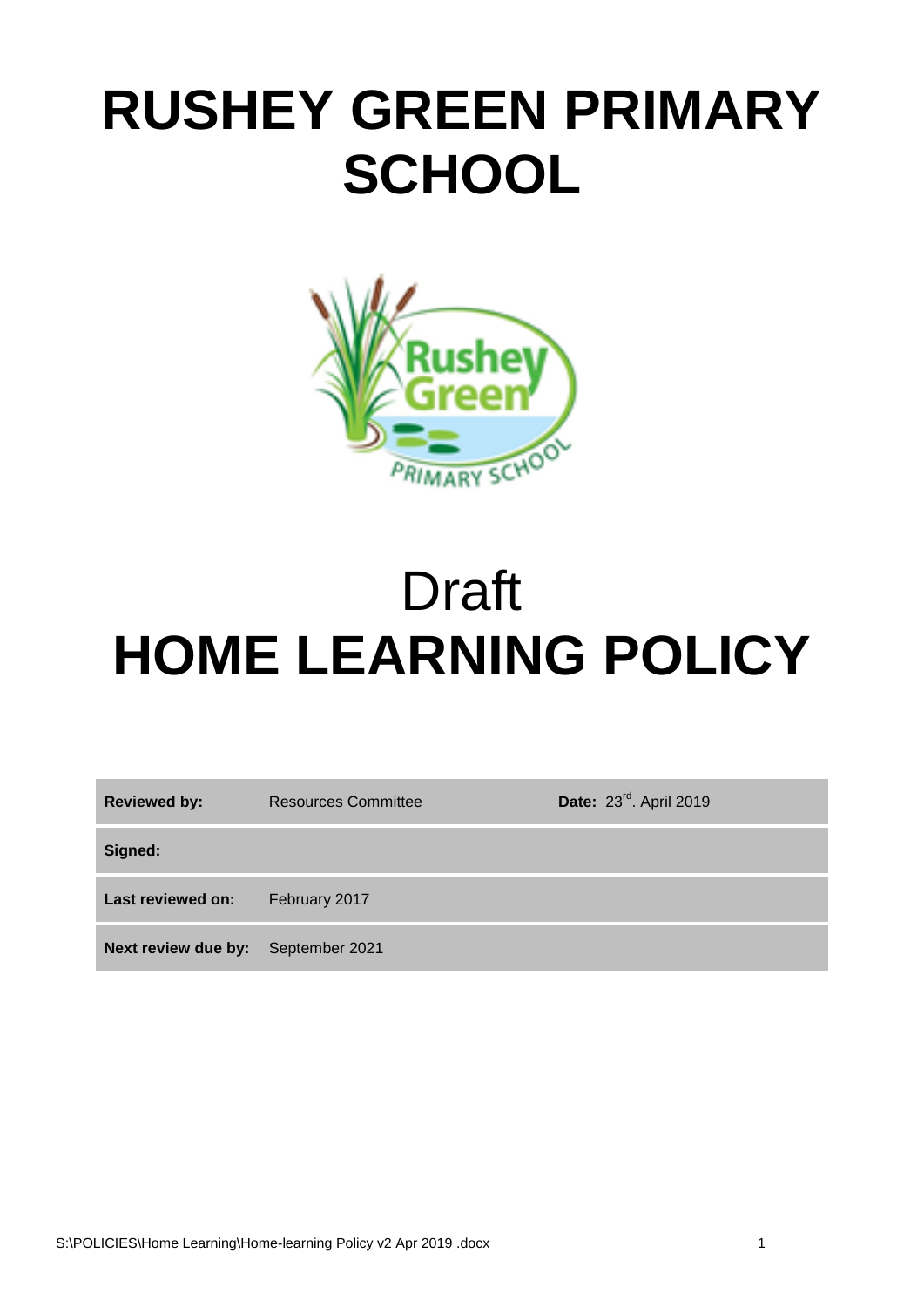# RUSHEY GREEN PRIMARY SCHOOL

Draft

# HOME LEARNING POLICY

| **Reviewed by:** | Resources Committee | **Date:** 23rd. April 2019 |
|---|---|---|
| **Signed:** | | |
| **Last reviewed on:** | February 2017 | |
| **Next review due by:** | September 2021 | |

S:\POLICIES\Home Learning\Home-learning Policy v2 Apr 2019 .docx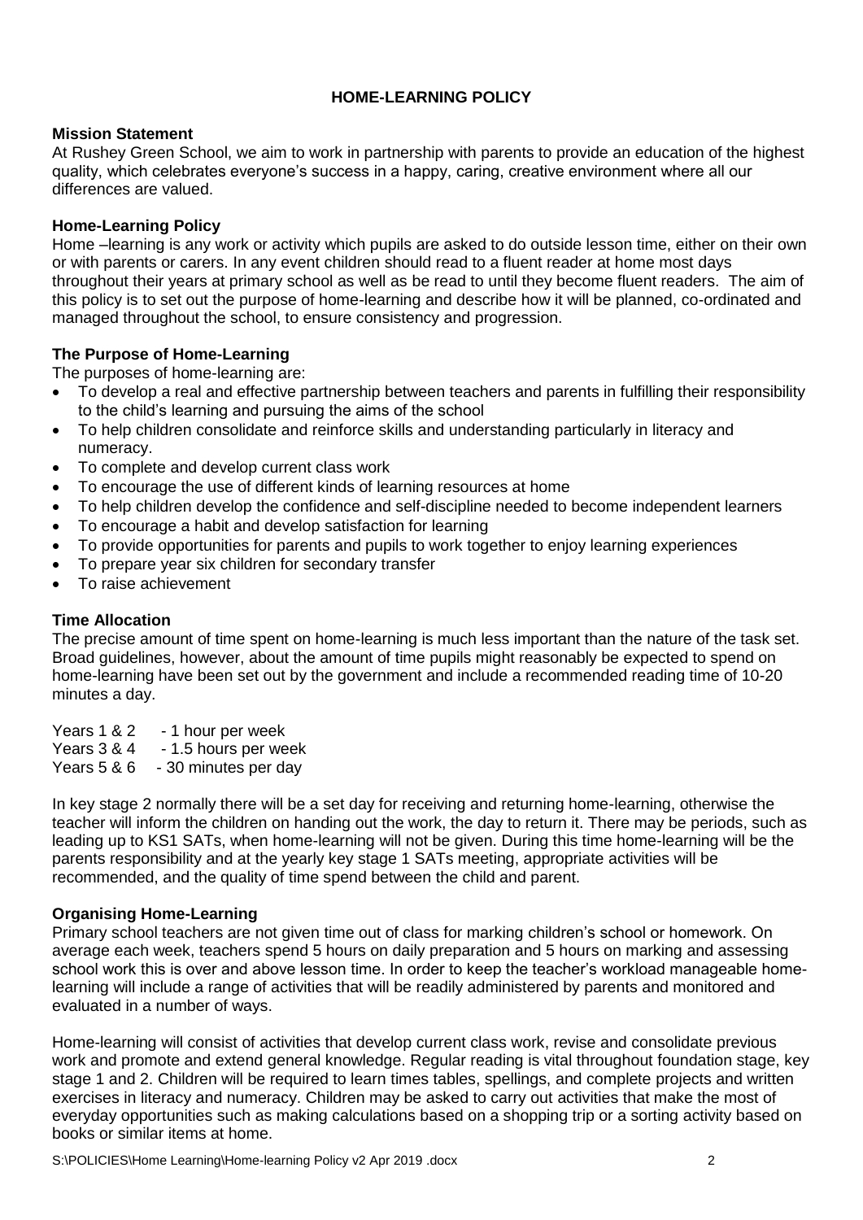# HOME-LEARNING POLICY

## Mission Statement

At Rushey Green School, we aim to work in partnership with parents to provide an education of the highest quality, which celebrates everyone's success in a happy, caring, creative environment where all our differences are valued.

## Home-Learning Policy

Home –learning is any work or activity which pupils are asked to do outside lesson time, either on their own or with parents or carers. In any event children should read to a fluent reader at home most days throughout their years at primary school as well as be read to until they become fluent readers. The aim of this policy is to set out the purpose of home-learning and describe how it will be planned, co-ordinated and managed throughout the school, to ensure consistency and progression.

## The Purpose of Home-Learning

The purposes of home-learning are:

- To develop a real and effective partnership between teachers and parents in fulfilling their responsibility to the child's learning and pursuing the aims of the school
- To help children consolidate and reinforce skills and understanding particularly in literacy and numeracy.
- To complete and develop current class work
- To encourage the use of different kinds of learning resources at home
- To help children develop the confidence and self-discipline needed to become independent learners
- To encourage a habit and develop satisfaction for learning
- To provide opportunities for parents and pupils to work together to enjoy learning experiences
- To prepare year six children for secondary transfer
- To raise achievement

## Time Allocation

The precise amount of time spent on home-learning is much less important than the nature of the task set. Broad guidelines, however, about the amount of time pupils might reasonably be expected to spend on home-learning have been set out by the government and include a recommended reading time of 10-20 minutes a day.

Years 1 & 2 - 1 hour per week
Years 3 & 4 - 1.5 hours per week
Years 5 & 6 - 30 minutes per day

In key stage 2 normally there will be a set day for receiving and returning home-learning, otherwise the teacher will inform the children on handing out the work, the day to return it. There may be periods, such as leading up to KS1 SATs, when home-learning will not be given. During this time home-learning will be the parents responsibility and at the yearly key stage 1 SATs meeting, appropriate activities will be recommended, and the quality of time spend between the child and parent.

## Organising Home-Learning

Primary school teachers are not given time out of class for marking children's school or homework. On average each week, teachers spend 5 hours on daily preparation and 5 hours on marking and assessing school work this is over and above lesson time. In order to keep the teacher's workload manageable home-learning will include a range of activities that will be readily administered by parents and monitored and evaluated in a number of ways.

Home-learning will consist of activities that develop current class work, revise and consolidate previous work and promote and extend general knowledge. Regular reading is vital throughout foundation stage, key stage 1 and 2. Children will be required to learn times tables, spellings, and complete projects and written exercises in literacy and numeracy. Children may be asked to carry out activities that make the most of everyday opportunities such as making calculations based on a shopping trip or a sorting activity based on books or similar items at home.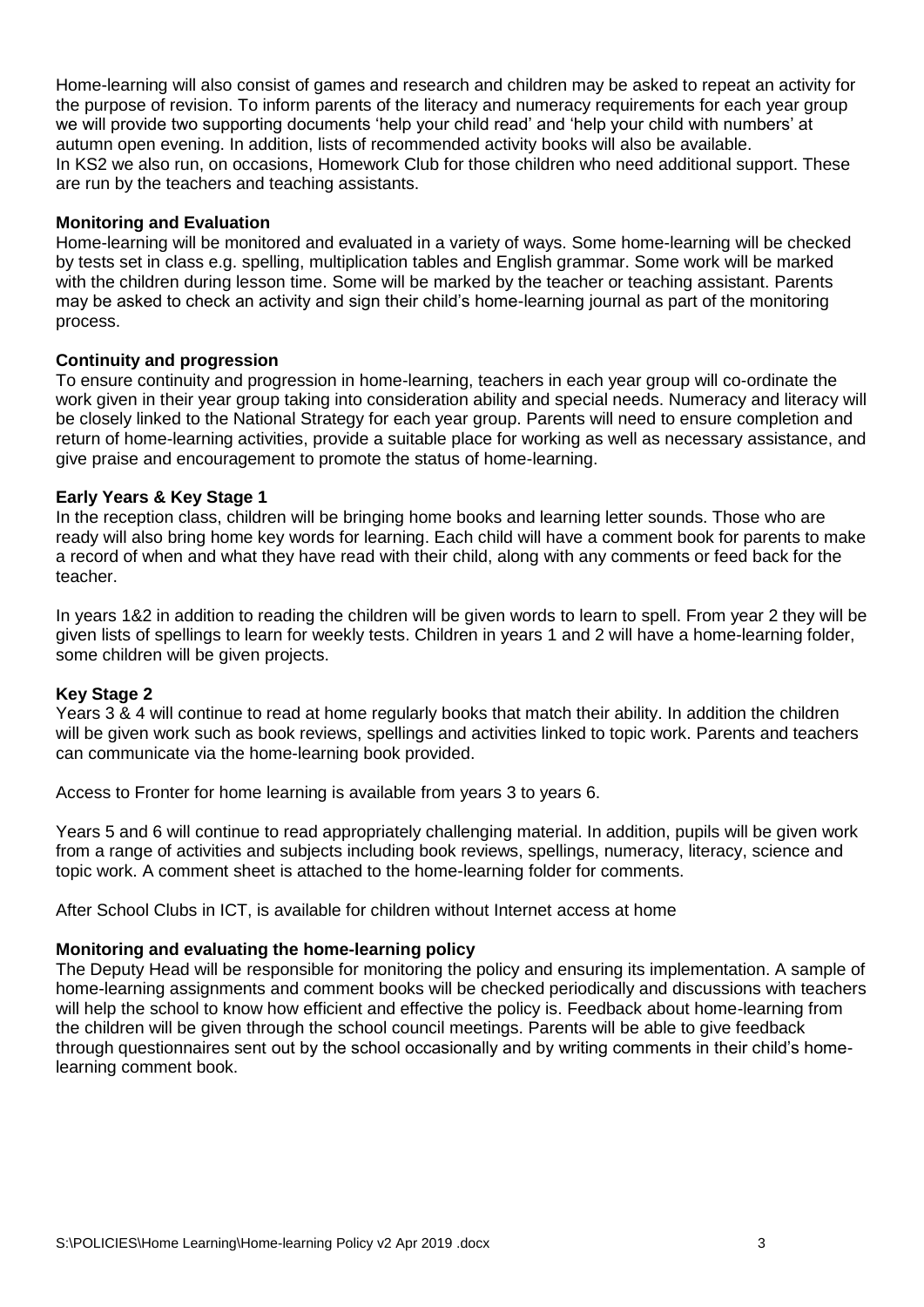Home-learning will also consist of games and research and children may be asked to repeat an activity for the purpose of revision. To inform parents of the literacy and numeracy requirements for each year group we will provide two supporting documents 'help your child read' and 'help your child with numbers' at autumn open evening. In addition, lists of recommended activity books will also be available.
In KS2 we also run, on occasions, Homework Club for those children who need additional support. These are run by the teachers and teaching assistants.

**Monitoring and Evaluation**
Home-learning will be monitored and evaluated in a variety of ways. Some home-learning will be checked by tests set in class e.g. spelling, multiplication tables and English grammar. Some work will be marked with the children during lesson time. Some will be marked by the teacher or teaching assistant. Parents may be asked to check an activity and sign their child's home-learning journal as part of the monitoring process.

**Continuity and progression**
To ensure continuity and progression in home-learning, teachers in each year group will co-ordinate the work given in their year group taking into consideration ability and special needs. Numeracy and literacy will be closely linked to the National Strategy for each year group. Parents will need to ensure completion and return of home-learning activities, provide a suitable place for working as well as necessary assistance, and give praise and encouragement to promote the status of home-learning.

**Early Years & Key Stage 1**
In the reception class, children will be bringing home books and learning letter sounds. Those who are ready will also bring home key words for learning. Each child will have a comment book for parents to make a record of when and what they have read with their child, along with any comments or feed back for the teacher.

In years 1&2 in addition to reading the children will be given words to learn to spell. From year 2 they will be given lists of spellings to learn for weekly tests. Children in years 1 and 2 will have a home-learning folder, some children will be given projects.

**Key Stage 2**
Years 3 & 4 will continue to read at home regularly books that match their ability. In addition the children will be given work such as book reviews, spellings and activities linked to topic work. Parents and teachers can communicate via the home-learning book provided.

Access to Fronter for home learning is available from years 3 to years 6.

Years 5 and 6 will continue to read appropriately challenging material. In addition, pupils will be given work from a range of activities and subjects including book reviews, spellings, numeracy, literacy, science and topic work. A comment sheet is attached to the home-learning folder for comments.

After School Clubs in ICT, is available for children without Internet access at home

**Monitoring and evaluating the home-learning policy**
The Deputy Head will be responsible for monitoring the policy and ensuring its implementation. A sample of home-learning assignments and comment books will be checked periodically and discussions with teachers will help the school to know how efficient and effective the policy is. Feedback about home-learning from the children will be given through the school council meetings. Parents will be able to give feedback through questionnaires sent out by the school occasionally and by writing comments in their child's home-learning comment book.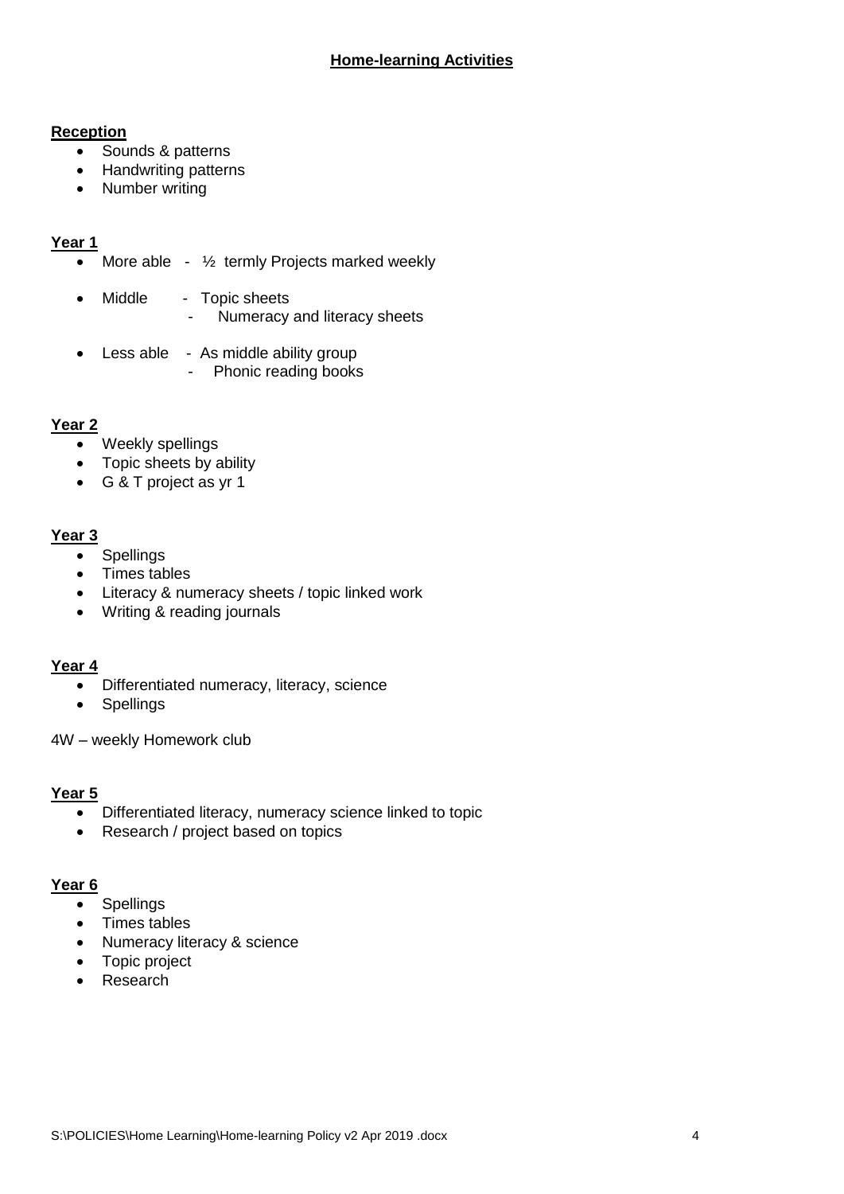## Home-learning Activities

**Reception**

- Sounds & patterns
- Handwriting patterns
- Number writing

**Year 1**

- More able - ½ termly Projects marked weekly
- Middle - Topic sheets
  - Numeracy and literacy sheets
- Less able - As middle ability group
  - Phonic reading books

**Year 2**

- Weekly spellings
- Topic sheets by ability
- G & T project as yr 1

**Year 3**

- Spellings
- Times tables
- Literacy & numeracy sheets / topic linked work
- Writing & reading journals

**Year 4**

- Differentiated numeracy, literacy, science
- Spellings

4W – weekly Homework club

**Year 5**

- Differentiated literacy, numeracy science linked to topic
- Research / project based on topics

**Year 6**

- Spellings
- Times tables
- Numeracy literacy & science
- Topic project
- Research